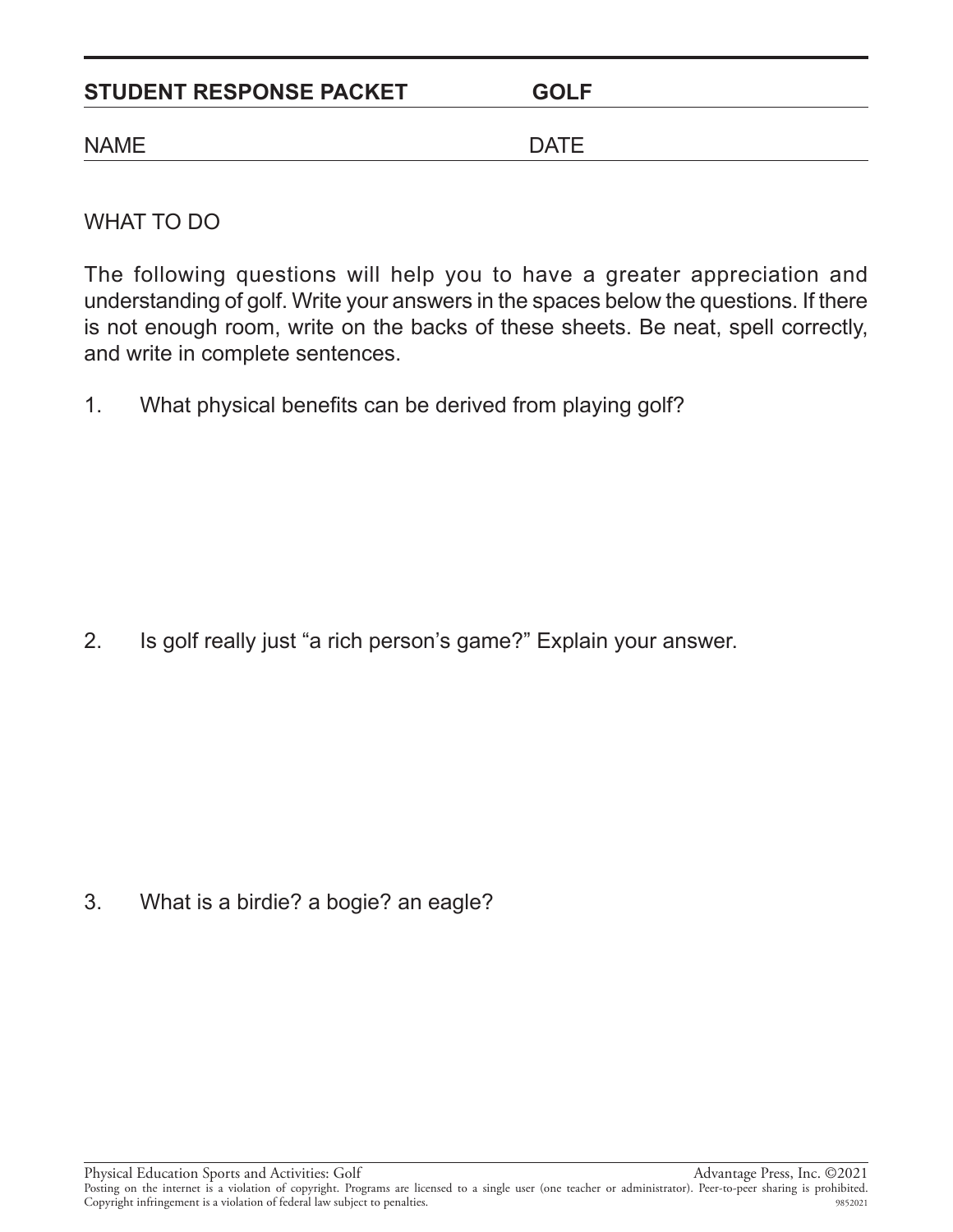**STUDENT RESPONSE PACKET** **GOLF**

NAME DATE

WHAT TO DO

The following questions will help you to have a greater appreciation and understanding of golf. Write your answers in the spaces below the questions. If there is not enough room, write on the backs of these sheets. Be neat, spell correctly, and write in complete sentences.

1. What physical benefits can be derived from playing golf?

2. Is golf really just "a rich person's game?" Explain your answer.

3. What is a birdie? a bogie? an eagle?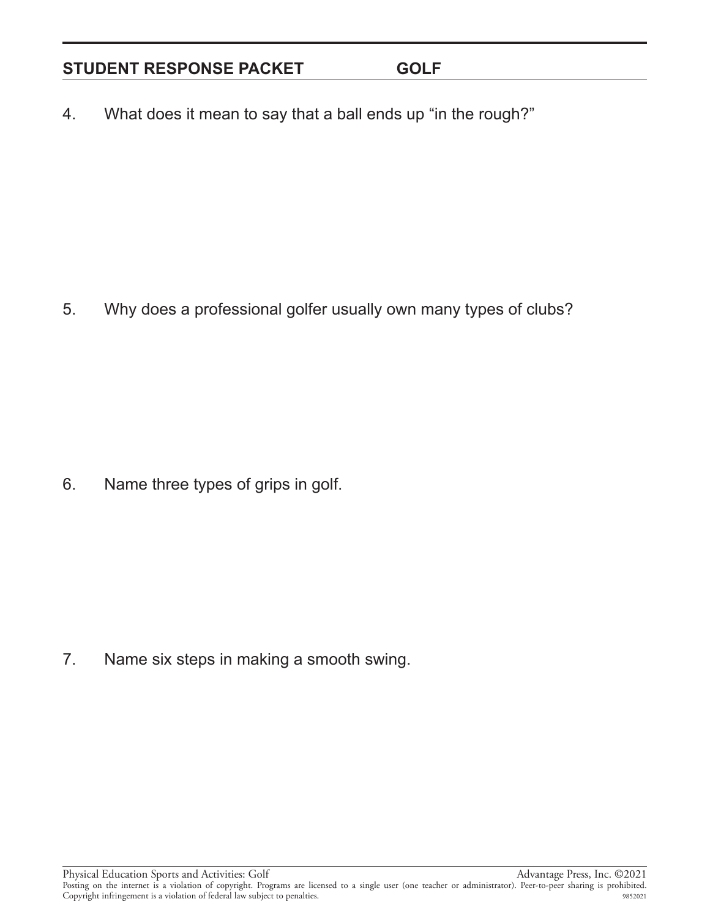4. What does it mean to say that a ball ends up "in the rough?"

5. Why does a professional golfer usually own many types of clubs?

6. Name three types of grips in golf.

7. Name six steps in making a smooth swing.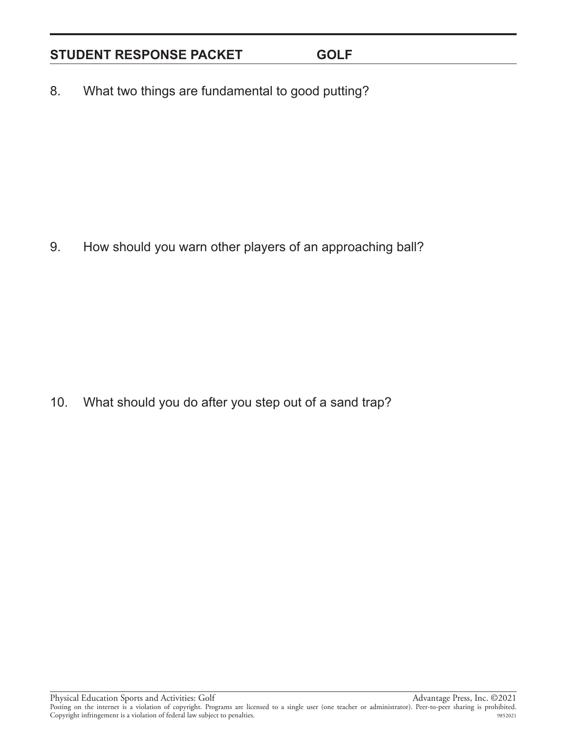8. What two things are fundamental to good putting?

9. How should you warn other players of an approaching ball?

10. What should you do after you step out of a sand trap?